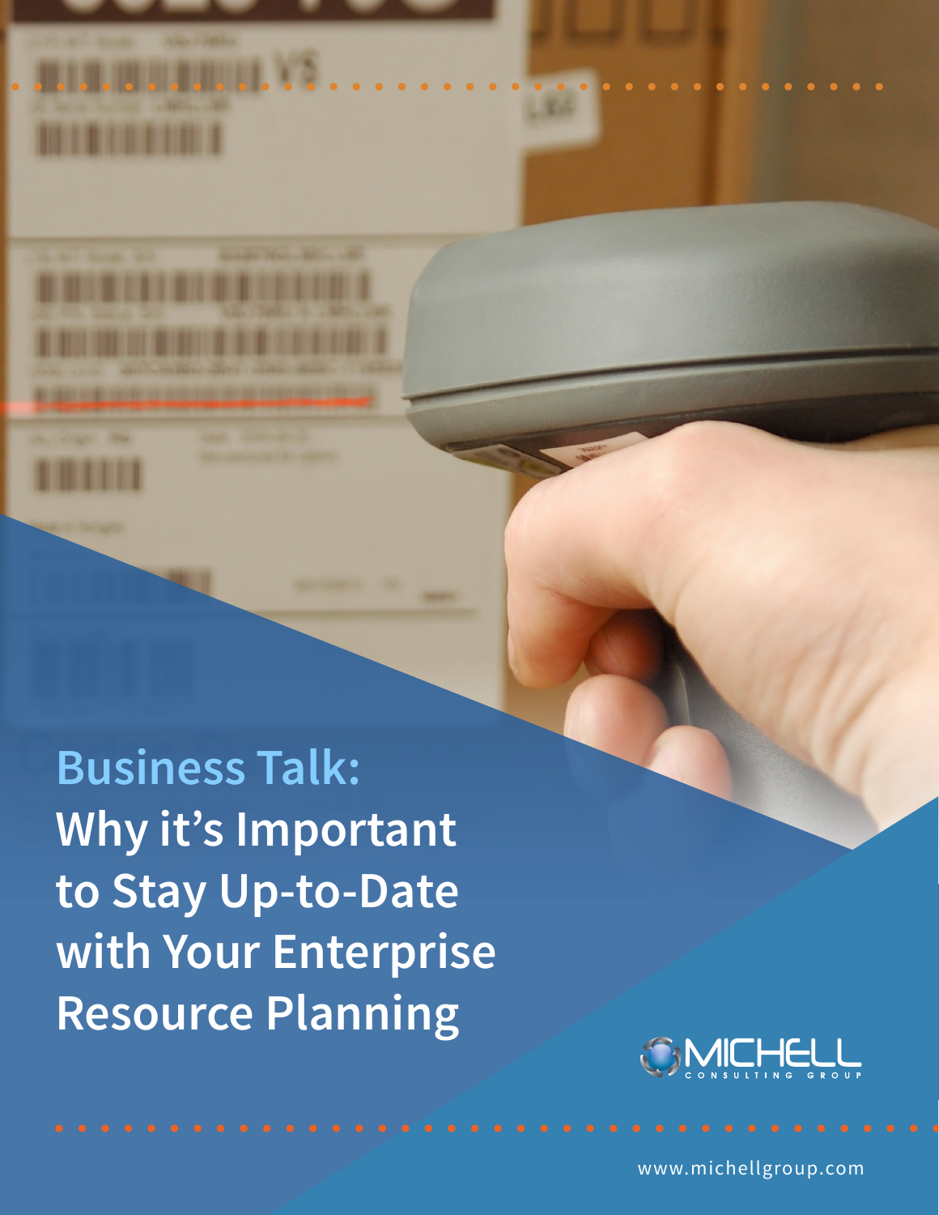# Business Talk:

# Why it's Important to Stay Up-to-Date with Your Enterprise Resource Planning

MICHELL CONSULTING GROUP

www.michellgroup.com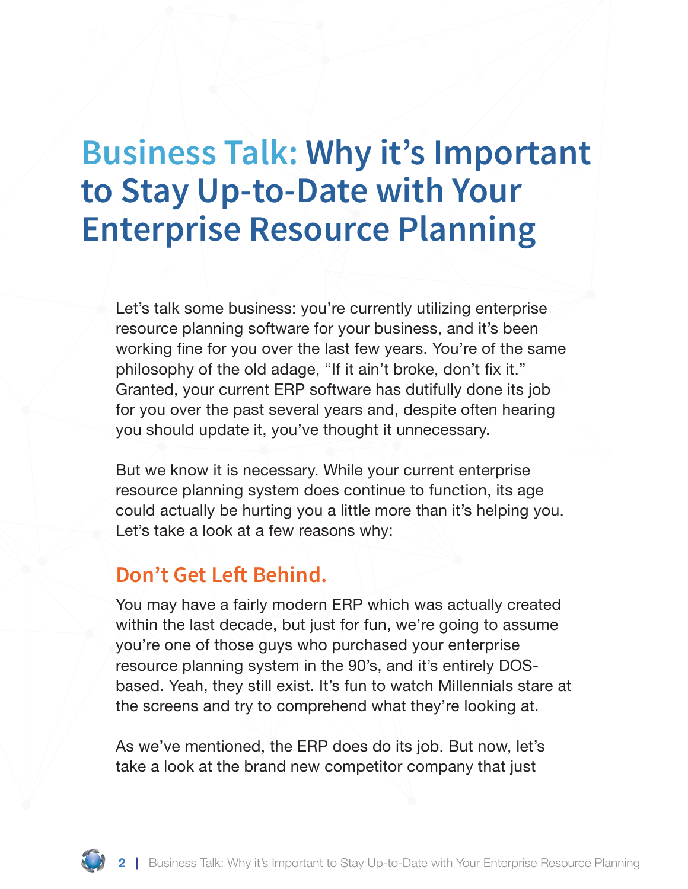# Business Talk: Why it's Important to Stay Up-to-Date with Your Enterprise Resource Planning

Let's talk some business: you're currently utilizing enterprise resource planning software for your business, and it's been working fine for you over the last few years. You're of the same philosophy of the old adage, "If it ain't broke, don't fix it." Granted, your current ERP software has dutifully done its job for you over the past several years and, despite often hearing you should update it, you've thought it unnecessary.

But we know it is necessary. While your current enterprise resource planning system does continue to function, its age could actually be hurting you a little more than it's helping you. Let's take a look at a few reasons why:

## Don't Get Left Behind.

You may have a fairly modern ERP which was actually created within the last decade, but just for fun, we're going to assume you're one of those guys who purchased your enterprise resource planning system in the 90's, and it's entirely DOS-based. Yeah, they still exist. It's fun to watch Millennials stare at the screens and try to comprehend what they're looking at.

As we've mentioned, the ERP does do its job. But now, let's take a look at the brand new competitor company that just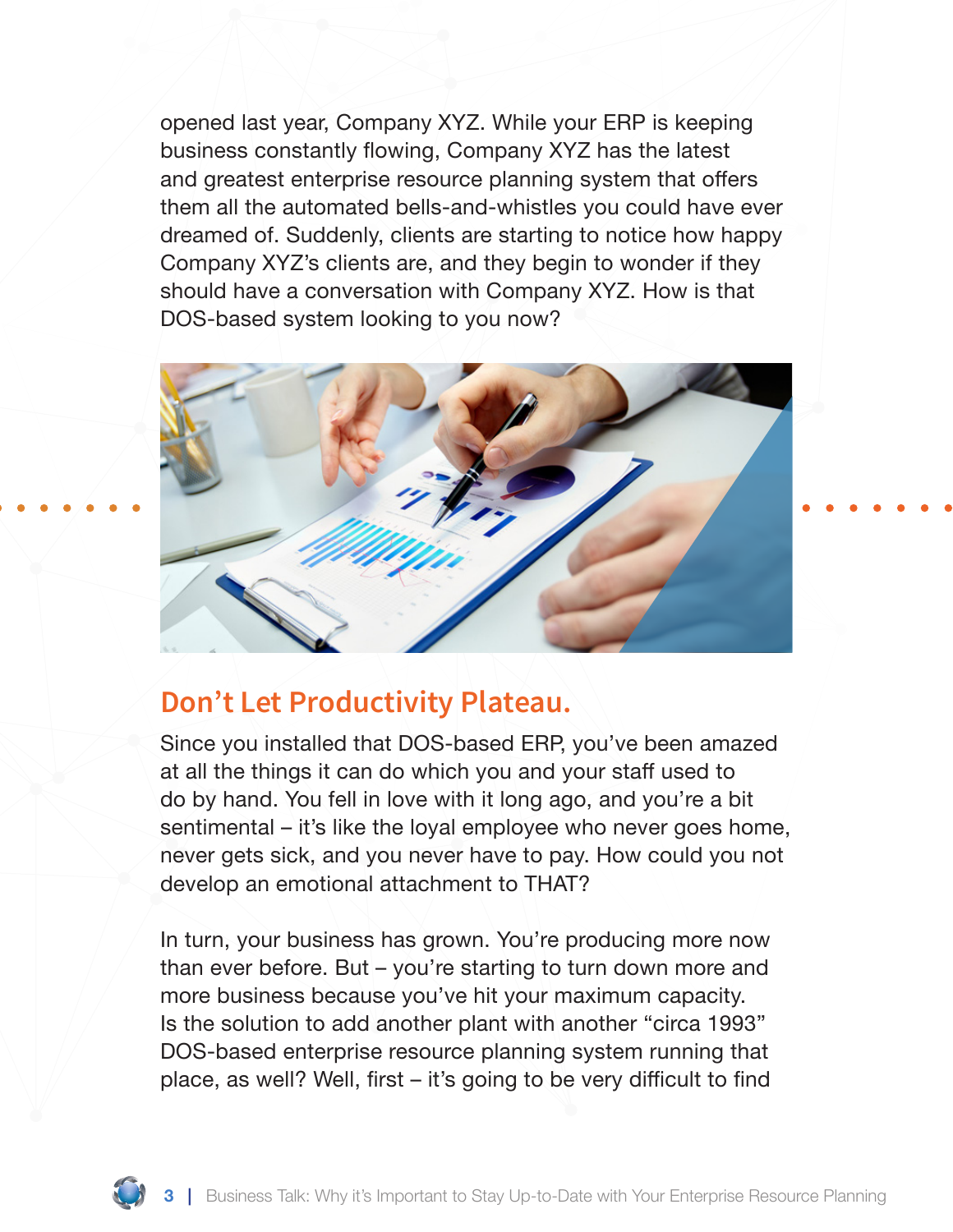opened last year, Company XYZ. While your ERP is keeping business constantly flowing, Company XYZ has the latest and greatest enterprise resource planning system that offers them all the automated bells-and-whistles you could have ever dreamed of. Suddenly, clients are starting to notice how happy Company XYZ's clients are, and they begin to wonder if they should have a conversation with Company XYZ. How is that DOS-based system looking to you now?

## Don't Let Productivity Plateau.

Since you installed that DOS-based ERP, you've been amazed at all the things it can do which you and your staff used to do by hand. You fell in love with it long ago, and you're a bit sentimental – it's like the loyal employee who never goes home, never gets sick, and you never have to pay. How could you not develop an emotional attachment to THAT?

In turn, your business has grown. You're producing more now than ever before. But – you're starting to turn down more and more business because you've hit your maximum capacity. Is the solution to add another plant with another "circa 1993" DOS-based enterprise resource planning system running that place, as well? Well, first – it's going to be very difficult to find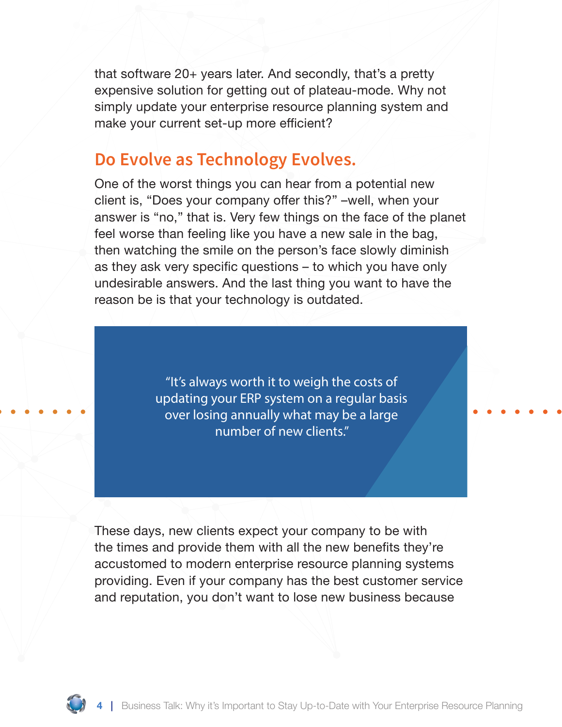that software 20+ years later. And secondly, that's a pretty expensive solution for getting out of plateau-mode. Why not simply update your enterprise resource planning system and make your current set-up more efficient?

## Do Evolve as Technology Evolves.

One of the worst things you can hear from a potential new client is, "Does your company offer this?" –well, when your answer is "no," that is. Very few things on the face of the planet feel worse than feeling like you have a new sale in the bag, then watching the smile on the person's face slowly diminish as they ask very specific questions – to which you have only undesirable answers. And the last thing you want to have the reason be is that your technology is outdated.

> "It's always worth it to weigh the costs of updating your ERP system on a regular basis over losing annually what may be a large number of new clients."

These days, new clients expect your company to be with the times and provide them with all the new benefits they're accustomed to modern enterprise resource planning systems providing. Even if your company has the best customer service and reputation, you don't want to lose new business because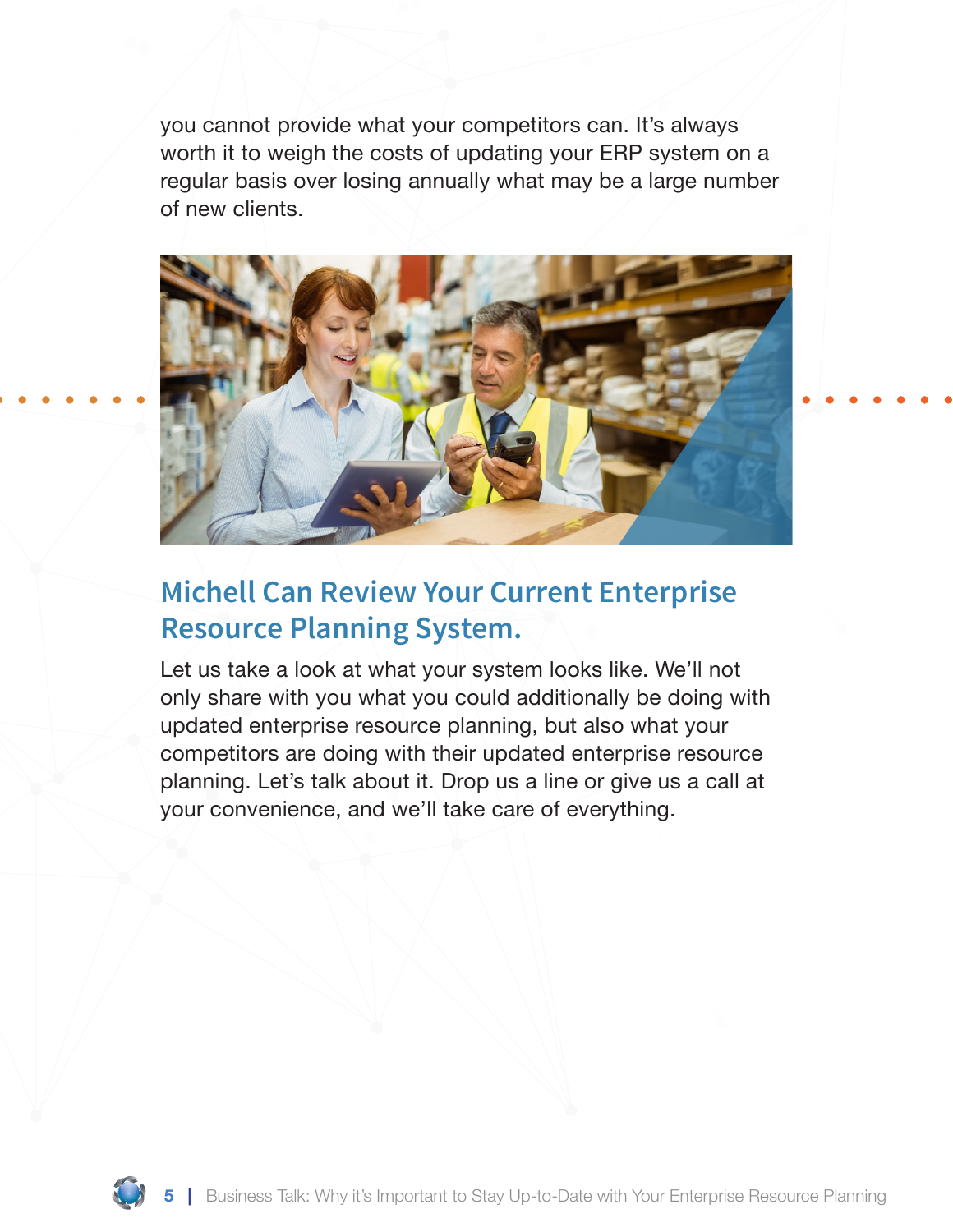you cannot provide what your competitors can. It's always worth it to weigh the costs of updating your ERP system on a regular basis over losing annually what may be a large number of new clients.

## Michell Can Review Your Current Enterprise Resource Planning System.

Let us take a look at what your system looks like. We'll not only share with you what you could additionally be doing with updated enterprise resource planning, but also what your competitors are doing with their updated enterprise resource planning. Let's talk about it. Drop us a line or give us a call at your convenience, and we'll take care of everything.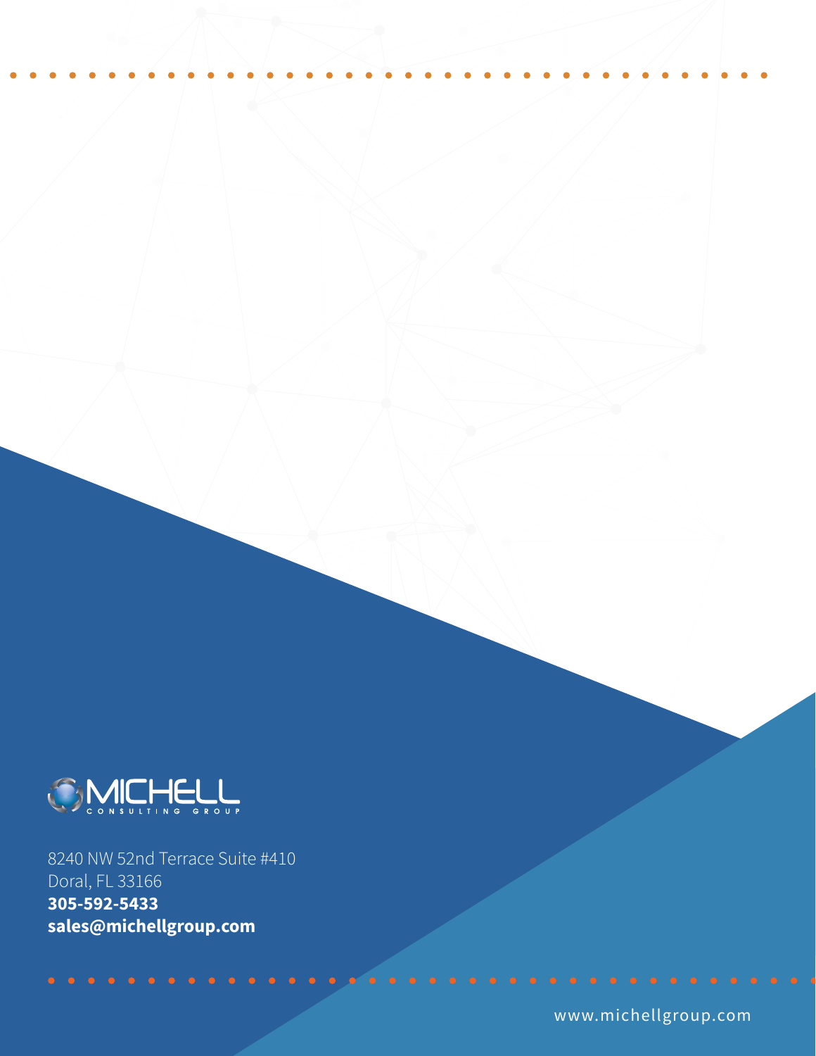MICHELL
CONSULTING GROUP

8240 NW 52nd Terrace Suite #410
Doral, FL 33166
**305-592-5433**
**sales@michellgroup.com**

www.michellgroup.com